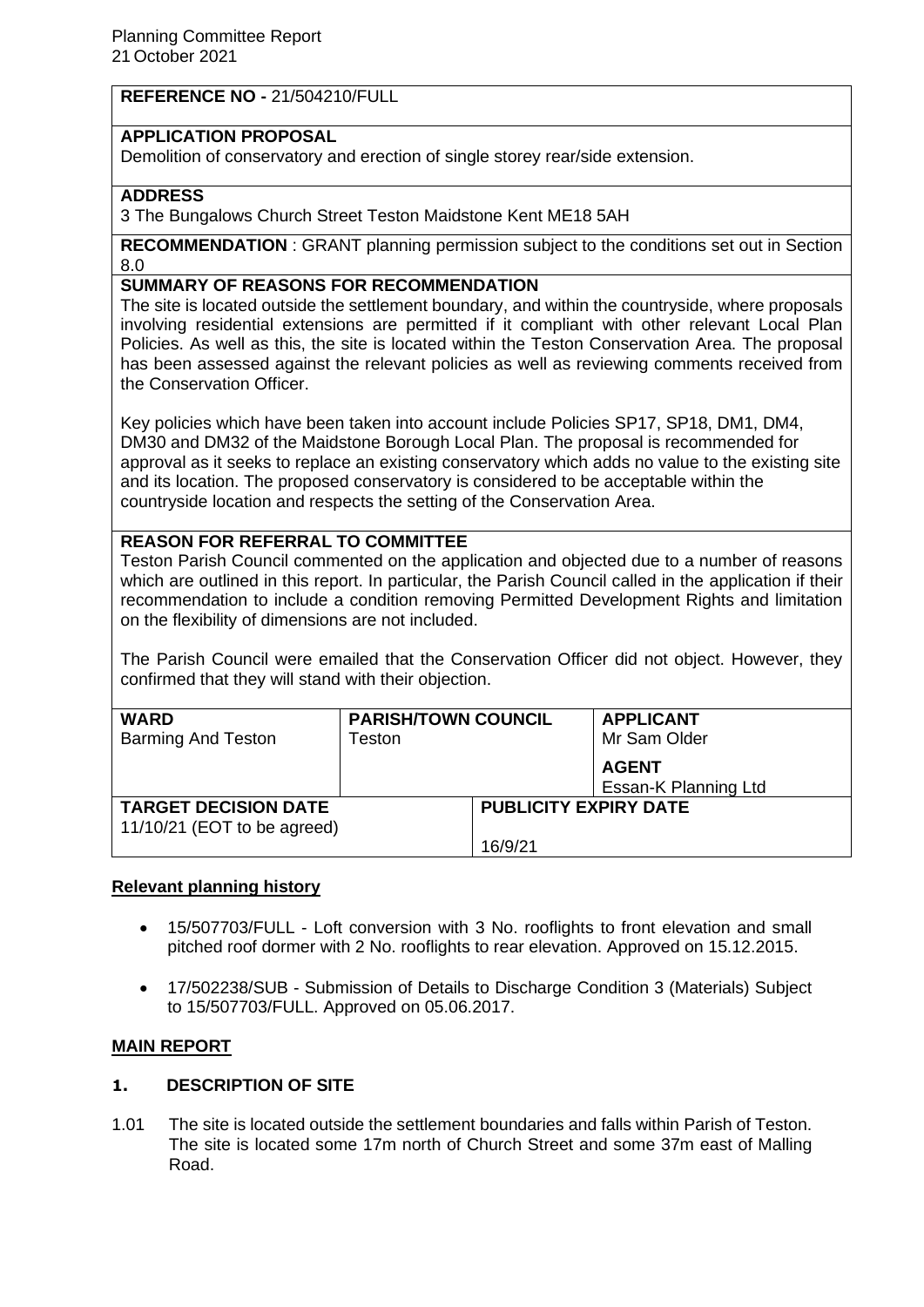Planning Committee Report
21 October 2021

**REFERENCE NO -** 21/504210/FULL

**APPLICATION PROPOSAL**

Demolition of conservatory and erection of single storey rear/side extension.

**ADDRESS**

3 The Bungalows Church Street Teston Maidstone Kent ME18 5AH

**RECOMMENDATION** : GRANT planning permission subject to the conditions set out in Section 8.0

**SUMMARY OF REASONS FOR RECOMMENDATION**

The site is located outside the settlement boundary, and within the countryside, where proposals involving residential extensions are permitted if it compliant with other relevant Local Plan Policies. As well as this, the site is located within the Teston Conservation Area. The proposal has been assessed against the relevant policies as well as reviewing comments received from the Conservation Officer.

Key policies which have been taken into account include Policies SP17, SP18, DM1, DM4, DM30 and DM32 of the Maidstone Borough Local Plan. The proposal is recommended for approval as it seeks to replace an existing conservatory which adds no value to the existing site and its location. The proposed conservatory is considered to be acceptable within the countryside location and respects the setting of the Conservation Area.

**REASON FOR REFERRAL TO COMMITTEE**

Teston Parish Council commented on the application and objected due to a number of reasons which are outlined in this report. In particular, the Parish Council called in the application if their recommendation to include a condition removing Permitted Development Rights and limitation on the flexibility of dimensions are not included.

The Parish Council were emailed that the Conservation Officer did not object. However, they confirmed that they will stand with their objection.

| **WARD** | **PARISH/TOWN COUNCIL** | | **APPLICANT** |
| --- | --- | --- | --- |
| Barming And Teston | Teston | | Mr Sam Older |
| | | | **AGENT** Essan-K Planning Ltd |
| **TARGET DECISION DATE** | | **PUBLICITY EXPIRY DATE** | |
| 11/10/21 (EOT to be agreed) | | 16/9/21 | |

## Relevant planning history

- 15/507703/FULL - Loft conversion with 3 No. rooflights to front elevation and small pitched roof dormer with 2 No. rooflights to rear elevation. Approved on 15.12.2015.
- 17/502238/SUB - Submission of Details to Discharge Condition 3 (Materials) Subject to 15/507703/FULL. Approved on 05.06.2017.

## MAIN REPORT

### 1. DESCRIPTION OF SITE

1.01 The site is located outside the settlement boundaries and falls within Parish of Teston. The site is located some 17m north of Church Street and some 37m east of Malling Road.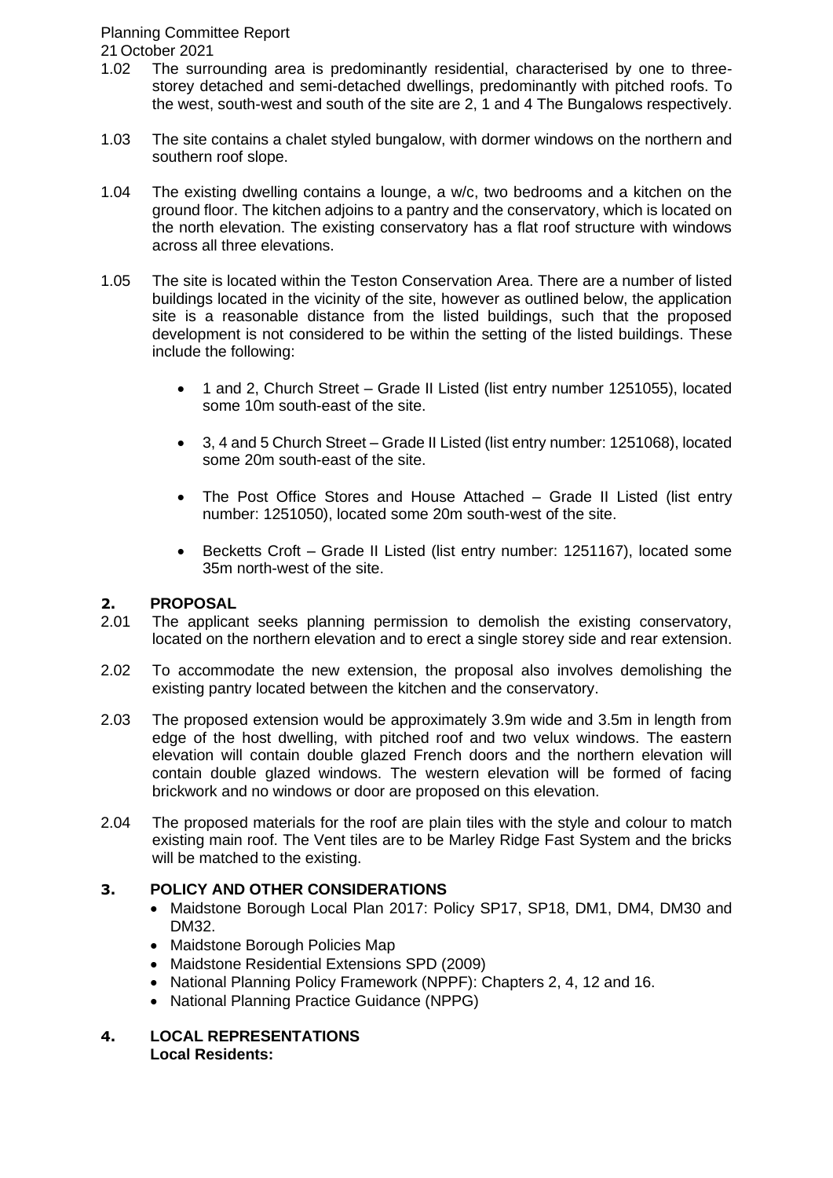1.02 The surrounding area is predominantly residential, characterised by one to three-storey detached and semi-detached dwellings, predominantly with pitched roofs. To the west, south-west and south of the site are 2, 1 and 4 The Bungalows respectively.

1.03 The site contains a chalet styled bungalow, with dormer windows on the northern and southern roof slope.

1.04 The existing dwelling contains a lounge, a w/c, two bedrooms and a kitchen on the ground floor. The kitchen adjoins to a pantry and the conservatory, which is located on the north elevation. The existing conservatory has a flat roof structure with windows across all three elevations.

1.05 The site is located within the Teston Conservation Area. There are a number of listed buildings located in the vicinity of the site, however as outlined below, the application site is a reasonable distance from the listed buildings, such that the proposed development is not considered to be within the setting of the listed buildings. These include the following:

- 1 and 2, Church Street – Grade II Listed (list entry number 1251055), located some 10m south-east of the site.
- 3, 4 and 5 Church Street – Grade II Listed (list entry number: 1251068), located some 20m south-east of the site.
- The Post Office Stores and House Attached – Grade II Listed (list entry number: 1251050), located some 20m south-west of the site.
- Becketts Croft – Grade II Listed (list entry number: 1251167), located some 35m north-west of the site.

## 2. PROPOSAL

2.01 The applicant seeks planning permission to demolish the existing conservatory, located on the northern elevation and to erect a single storey side and rear extension.

2.02 To accommodate the new extension, the proposal also involves demolishing the existing pantry located between the kitchen and the conservatory.

2.03 The proposed extension would be approximately 3.9m wide and 3.5m in length from edge of the host dwelling, with pitched roof and two velux windows. The eastern elevation will contain double glazed French doors and the northern elevation will contain double glazed windows. The western elevation will be formed of facing brickwork and no windows or door are proposed on this elevation.

2.04 The proposed materials for the roof are plain tiles with the style and colour to match existing main roof. The Vent tiles are to be Marley Ridge Fast System and the bricks will be matched to the existing.

## 3. POLICY AND OTHER CONSIDERATIONS

- Maidstone Borough Local Plan 2017: Policy SP17, SP18, DM1, DM4, DM30 and DM32.
- Maidstone Borough Policies Map
- Maidstone Residential Extensions SPD (2009)
- National Planning Policy Framework (NPPF): Chapters 2, 4, 12 and 16.
- National Planning Practice Guidance (NPPG)

## 4. LOCAL REPRESENTATIONS

**Local Residents:**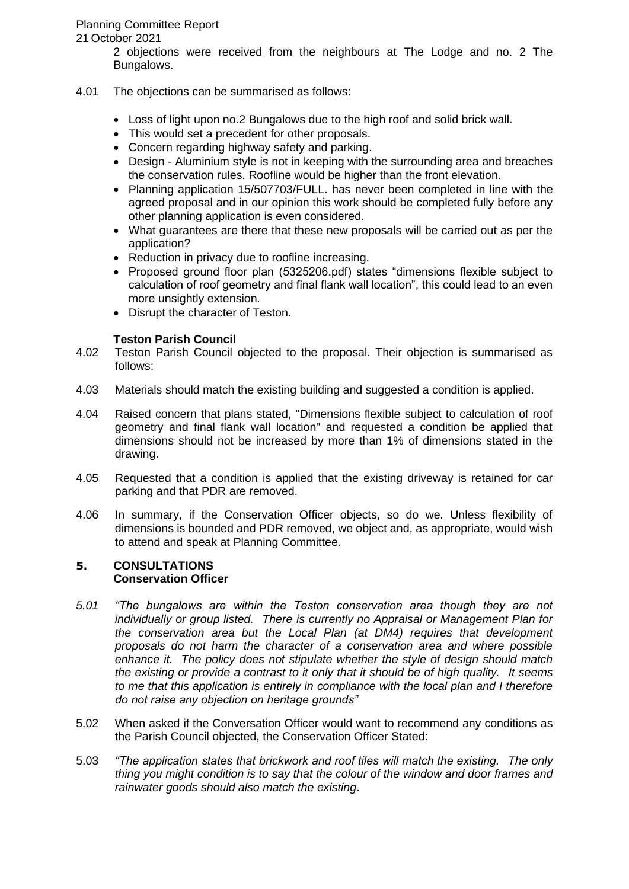2 objections were received from the neighbours at The Lodge and no. 2 The Bungalows.

4.01 The objections can be summarised as follows:

- Loss of light upon no.2 Bungalows due to the high roof and solid brick wall.
- This would set a precedent for other proposals.
- Concern regarding highway safety and parking.
- Design - Aluminium style is not in keeping with the surrounding area and breaches the conservation rules. Roofline would be higher than the front elevation.
- Planning application 15/507703/FULL. has never been completed in line with the agreed proposal and in our opinion this work should be completed fully before any other planning application is even considered.
- What guarantees are there that these new proposals will be carried out as per the application?
- Reduction in privacy due to roofline increasing.
- Proposed ground floor plan (5325206.pdf) states "dimensions flexible subject to calculation of roof geometry and final flank wall location", this could lead to an even more unsightly extension.
- Disrupt the character of Teston.

**Teston Parish Council**

4.02 Teston Parish Council objected to the proposal. Their objection is summarised as follows:

4.03 Materials should match the existing building and suggested a condition is applied.

4.04 Raised concern that plans stated, "Dimensions flexible subject to calculation of roof geometry and final flank wall location" and requested a condition be applied that dimensions should not be increased by more than 1% of dimensions stated in the drawing.

4.05 Requested that a condition is applied that the existing driveway is retained for car parking and that PDR are removed.

4.06 In summary, if the Conservation Officer objects, so do we. Unless flexibility of dimensions is bounded and PDR removed, we object and, as appropriate, would wish to attend and speak at Planning Committee.

## 5. CONSULTATIONS

**Conservation Officer**

*5.01 "The bungalows are within the Teston conservation area though they are not individually or group listed. There is currently no Appraisal or Management Plan for the conservation area but the Local Plan (at DM4) requires that development proposals do not harm the character of a conservation area and where possible enhance it. The policy does not stipulate whether the style of design should match the existing or provide a contrast to it only that it should be of high quality. It seems to me that this application is entirely in compliance with the local plan and I therefore do not raise any objection on heritage grounds"*

5.02 When asked if the Conversation Officer would want to recommend any conditions as the Parish Council objected, the Conservation Officer Stated:

5.03 *"The application states that brickwork and roof tiles will match the existing. The only thing you might condition is to say that the colour of the window and door frames and rainwater goods should also match the existing*.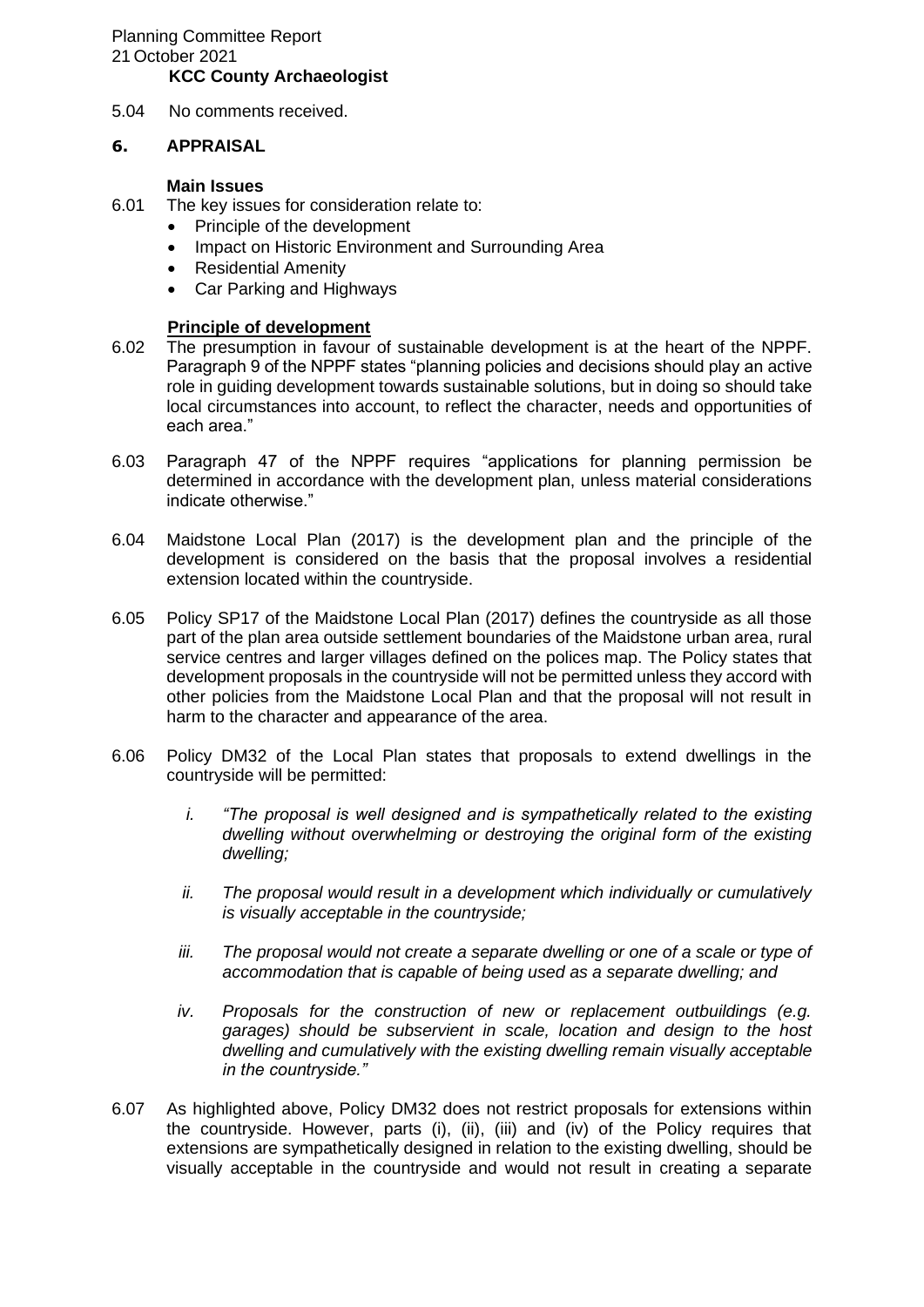**KCC County Archaeologist**

5.04 No comments received.

## 6. APPRAISAL

**Main Issues**

6.01 The key issues for consideration relate to:

- Principle of the development
- Impact on Historic Environment and Surrounding Area
- Residential Amenity
- Car Parking and Highways

**Principle of development**

6.02 The presumption in favour of sustainable development is at the heart of the NPPF. Paragraph 9 of the NPPF states "planning policies and decisions should play an active role in guiding development towards sustainable solutions, but in doing so should take local circumstances into account, to reflect the character, needs and opportunities of each area."

6.03 Paragraph 47 of the NPPF requires "applications for planning permission be determined in accordance with the development plan, unless material considerations indicate otherwise."

6.04 Maidstone Local Plan (2017) is the development plan and the principle of the development is considered on the basis that the proposal involves a residential extension located within the countryside.

6.05 Policy SP17 of the Maidstone Local Plan (2017) defines the countryside as all those part of the plan area outside settlement boundaries of the Maidstone urban area, rural service centres and larger villages defined on the polices map. The Policy states that development proposals in the countryside will not be permitted unless they accord with other policies from the Maidstone Local Plan and that the proposal will not result in harm to the character and appearance of the area.

6.06 Policy DM32 of the Local Plan states that proposals to extend dwellings in the countryside will be permitted:

*i. "The proposal is well designed and is sympathetically related to the existing dwelling without overwhelming or destroying the original form of the existing dwelling;*

*ii. The proposal would result in a development which individually or cumulatively is visually acceptable in the countryside;*

*iii. The proposal would not create a separate dwelling or one of a scale or type of accommodation that is capable of being used as a separate dwelling; and*

*iv. Proposals for the construction of new or replacement outbuildings (e.g. garages) should be subservient in scale, location and design to the host dwelling and cumulatively with the existing dwelling remain visually acceptable in the countryside."*

6.07 As highlighted above, Policy DM32 does not restrict proposals for extensions within the countryside. However, parts (i), (ii), (iii) and (iv) of the Policy requires that extensions are sympathetically designed in relation to the existing dwelling, should be visually acceptable in the countryside and would not result in creating a separate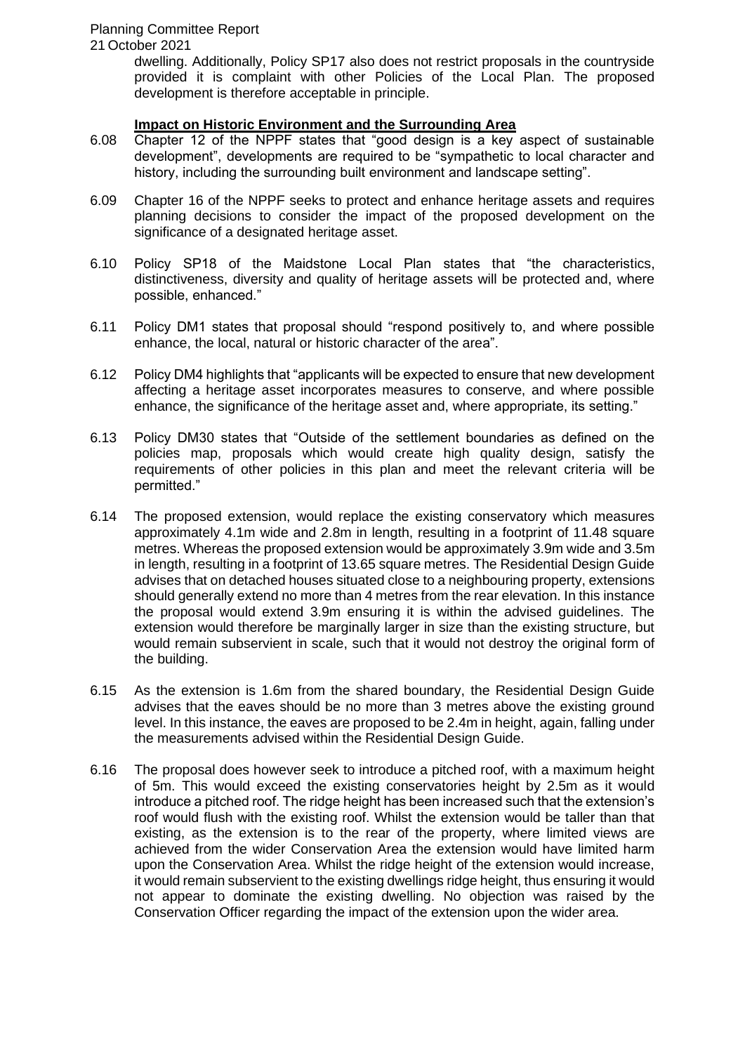dwelling. Additionally, Policy SP17 also does not restrict proposals in the countryside provided it is complaint with other Policies of the Local Plan. The proposed development is therefore acceptable in principle.

**Impact on Historic Environment and the Surrounding Area**

6.08 Chapter 12 of the NPPF states that "good design is a key aspect of sustainable development", developments are required to be "sympathetic to local character and history, including the surrounding built environment and landscape setting".

6.09 Chapter 16 of the NPPF seeks to protect and enhance heritage assets and requires planning decisions to consider the impact of the proposed development on the significance of a designated heritage asset.

6.10 Policy SP18 of the Maidstone Local Plan states that "the characteristics, distinctiveness, diversity and quality of heritage assets will be protected and, where possible, enhanced."

6.11 Policy DM1 states that proposal should "respond positively to, and where possible enhance, the local, natural or historic character of the area".

6.12 Policy DM4 highlights that "applicants will be expected to ensure that new development affecting a heritage asset incorporates measures to conserve, and where possible enhance, the significance of the heritage asset and, where appropriate, its setting."

6.13 Policy DM30 states that "Outside of the settlement boundaries as defined on the policies map, proposals which would create high quality design, satisfy the requirements of other policies in this plan and meet the relevant criteria will be permitted."

6.14 The proposed extension, would replace the existing conservatory which measures approximately 4.1m wide and 2.8m in length, resulting in a footprint of 11.48 square metres. Whereas the proposed extension would be approximately 3.9m wide and 3.5m in length, resulting in a footprint of 13.65 square metres. The Residential Design Guide advises that on detached houses situated close to a neighbouring property, extensions should generally extend no more than 4 metres from the rear elevation. In this instance the proposal would extend 3.9m ensuring it is within the advised guidelines. The extension would therefore be marginally larger in size than the existing structure, but would remain subservient in scale, such that it would not destroy the original form of the building.

6.15 As the extension is 1.6m from the shared boundary, the Residential Design Guide advises that the eaves should be no more than 3 metres above the existing ground level. In this instance, the eaves are proposed to be 2.4m in height, again, falling under the measurements advised within the Residential Design Guide.

6.16 The proposal does however seek to introduce a pitched roof, with a maximum height of 5m. This would exceed the existing conservatories height by 2.5m as it would introduce a pitched roof. The ridge height has been increased such that the extension's roof would flush with the existing roof. Whilst the extension would be taller than that existing, as the extension is to the rear of the property, where limited views are achieved from the wider Conservation Area the extension would have limited harm upon the Conservation Area. Whilst the ridge height of the extension would increase, it would remain subservient to the existing dwellings ridge height, thus ensuring it would not appear to dominate the existing dwelling. No objection was raised by the Conservation Officer regarding the impact of the extension upon the wider area.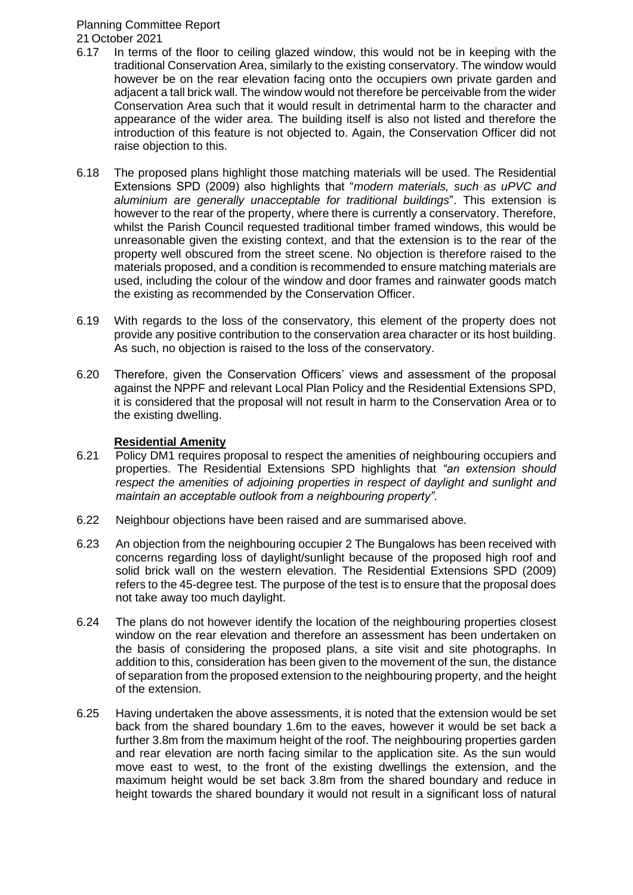6.17 In terms of the floor to ceiling glazed window, this would not be in keeping with the traditional Conservation Area, similarly to the existing conservatory. The window would however be on the rear elevation facing onto the occupiers own private garden and adjacent a tall brick wall. The window would not therefore be perceivable from the wider Conservation Area such that it would result in detrimental harm to the character and appearance of the wider area. The building itself is also not listed and therefore the introduction of this feature is not objected to. Again, the Conservation Officer did not raise objection to this.

6.18 The proposed plans highlight those matching materials will be used. The Residential Extensions SPD (2009) also highlights that "*modern materials, such as uPVC and aluminium are generally unacceptable for traditional buildings*". This extension is however to the rear of the property, where there is currently a conservatory. Therefore, whilst the Parish Council requested traditional timber framed windows, this would be unreasonable given the existing context, and that the extension is to the rear of the property well obscured from the street scene. No objection is therefore raised to the materials proposed, and a condition is recommended to ensure matching materials are used, including the colour of the window and door frames and rainwater goods match the existing as recommended by the Conservation Officer.

6.19 With regards to the loss of the conservatory, this element of the property does not provide any positive contribution to the conservation area character or its host building. As such, no objection is raised to the loss of the conservatory.

6.20 Therefore, given the Conservation Officers' views and assessment of the proposal against the NPPF and relevant Local Plan Policy and the Residential Extensions SPD, it is considered that the proposal will not result in harm to the Conservation Area or to the existing dwelling.

**Residential Amenity**

6.21 Policy DM1 requires proposal to respect the amenities of neighbouring occupiers and properties. The Residential Extensions SPD highlights that *"an extension should respect the amenities of adjoining properties in respect of daylight and sunlight and maintain an acceptable outlook from a neighbouring property".*

6.22 Neighbour objections have been raised and are summarised above.

6.23 An objection from the neighbouring occupier 2 The Bungalows has been received with concerns regarding loss of daylight/sunlight because of the proposed high roof and solid brick wall on the western elevation. The Residential Extensions SPD (2009) refers to the 45-degree test. The purpose of the test is to ensure that the proposal does not take away too much daylight.

6.24 The plans do not however identify the location of the neighbouring properties closest window on the rear elevation and therefore an assessment has been undertaken on the basis of considering the proposed plans, a site visit and site photographs. In addition to this, consideration has been given to the movement of the sun, the distance of separation from the proposed extension to the neighbouring property, and the height of the extension.

6.25 Having undertaken the above assessments, it is noted that the extension would be set back from the shared boundary 1.6m to the eaves, however it would be set back a further 3.8m from the maximum height of the roof. The neighbouring properties garden and rear elevation are north facing similar to the application site. As the sun would move east to west, to the front of the existing dwellings the extension, and the maximum height would be set back 3.8m from the shared boundary and reduce in height towards the shared boundary it would not result in a significant loss of natural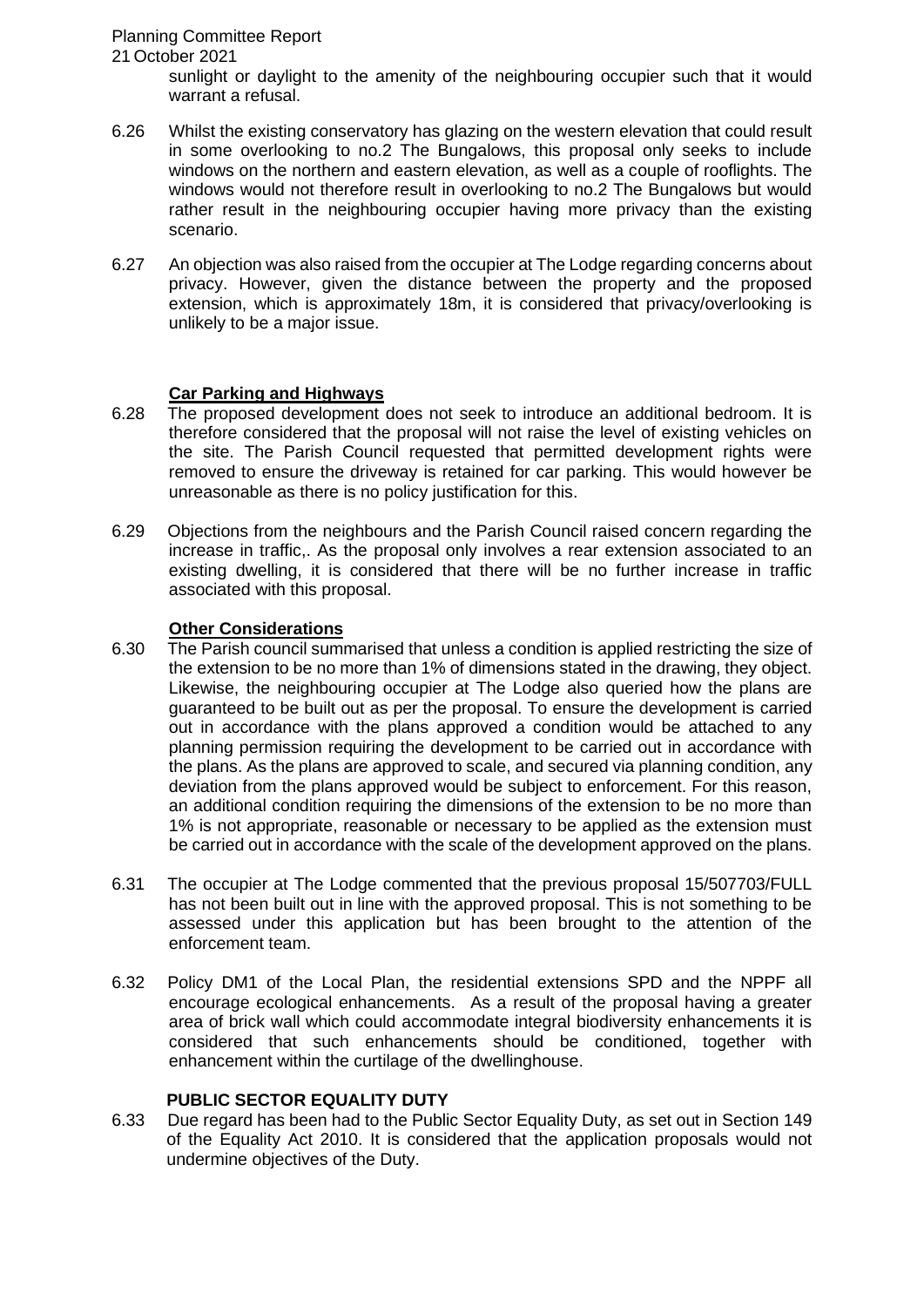sunlight or daylight to the amenity of the neighbouring occupier such that it would warrant a refusal.

6.26 Whilst the existing conservatory has glazing on the western elevation that could result in some overlooking to no.2 The Bungalows, this proposal only seeks to include windows on the northern and eastern elevation, as well as a couple of rooflights. The windows would not therefore result in overlooking to no.2 The Bungalows but would rather result in the neighbouring occupier having more privacy than the existing scenario.

6.27 An objection was also raised from the occupier at The Lodge regarding concerns about privacy. However, given the distance between the property and the proposed extension, which is approximately 18m, it is considered that privacy/overlooking is unlikely to be a major issue.

**Car Parking and Highways**

6.28 The proposed development does not seek to introduce an additional bedroom. It is therefore considered that the proposal will not raise the level of existing vehicles on the site. The Parish Council requested that permitted development rights were removed to ensure the driveway is retained for car parking. This would however be unreasonable as there is no policy justification for this.

6.29 Objections from the neighbours and the Parish Council raised concern regarding the increase in traffic,. As the proposal only involves a rear extension associated to an existing dwelling, it is considered that there will be no further increase in traffic associated with this proposal.

**Other Considerations**

6.30 The Parish council summarised that unless a condition is applied restricting the size of the extension to be no more than 1% of dimensions stated in the drawing, they object. Likewise, the neighbouring occupier at The Lodge also queried how the plans are guaranteed to be built out as per the proposal. To ensure the development is carried out in accordance with the plans approved a condition would be attached to any planning permission requiring the development to be carried out in accordance with the plans. As the plans are approved to scale, and secured via planning condition, any deviation from the plans approved would be subject to enforcement. For this reason, an additional condition requiring the dimensions of the extension to be no more than 1% is not appropriate, reasonable or necessary to be applied as the extension must be carried out in accordance with the scale of the development approved on the plans.

6.31 The occupier at The Lodge commented that the previous proposal 15/507703/FULL has not been built out in line with the approved proposal. This is not something to be assessed under this application but has been brought to the attention of the enforcement team.

6.32 Policy DM1 of the Local Plan, the residential extensions SPD and the NPPF all encourage ecological enhancements. As a result of the proposal having a greater area of brick wall which could accommodate integral biodiversity enhancements it is considered that such enhancements should be conditioned, together with enhancement within the curtilage of the dwellinghouse.

**PUBLIC SECTOR EQUALITY DUTY**

6.33 Due regard has been had to the Public Sector Equality Duty, as set out in Section 149 of the Equality Act 2010. It is considered that the application proposals would not undermine objectives of the Duty.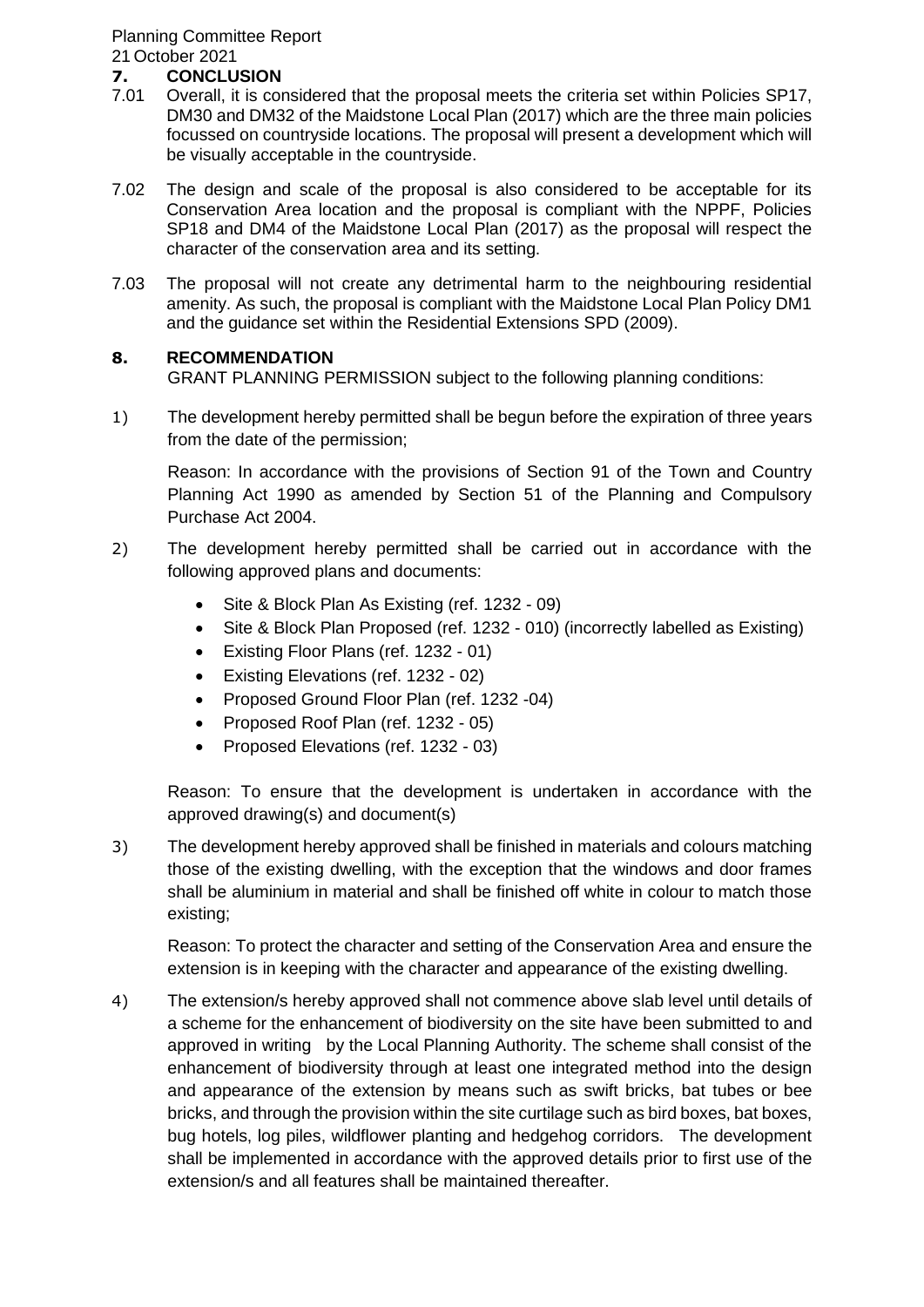## 7. CONCLUSION

7.01 Overall, it is considered that the proposal meets the criteria set within Policies SP17, DM30 and DM32 of the Maidstone Local Plan (2017) which are the three main policies focussed on countryside locations. The proposal will present a development which will be visually acceptable in the countryside.

7.02 The design and scale of the proposal is also considered to be acceptable for its Conservation Area location and the proposal is compliant with the NPPF, Policies SP18 and DM4 of the Maidstone Local Plan (2017) as the proposal will respect the character of the conservation area and its setting.

7.03 The proposal will not create any detrimental harm to the neighbouring residential amenity. As such, the proposal is compliant with the Maidstone Local Plan Policy DM1 and the guidance set within the Residential Extensions SPD (2009).

## 8. RECOMMENDATION

GRANT PLANNING PERMISSION subject to the following planning conditions:

1) The development hereby permitted shall be begun before the expiration of three years from the date of the permission;

   Reason: In accordance with the provisions of Section 91 of the Town and Country Planning Act 1990 as amended by Section 51 of the Planning and Compulsory Purchase Act 2004.

2) The development hereby permitted shall be carried out in accordance with the following approved plans and documents:

   - Site & Block Plan As Existing (ref. 1232 - 09)
   - Site & Block Plan Proposed (ref. 1232 - 010) (incorrectly labelled as Existing)
   - Existing Floor Plans (ref. 1232 - 01)
   - Existing Elevations (ref. 1232 - 02)
   - Proposed Ground Floor Plan (ref. 1232 -04)
   - Proposed Roof Plan (ref. 1232 - 05)
   - Proposed Elevations (ref. 1232 - 03)

   Reason: To ensure that the development is undertaken in accordance with the approved drawing(s) and document(s)

3) The development hereby approved shall be finished in materials and colours matching those of the existing dwelling, with the exception that the windows and door frames shall be aluminium in material and shall be finished off white in colour to match those existing;

   Reason: To protect the character and setting of the Conservation Area and ensure the extension is in keeping with the character and appearance of the existing dwelling.

4) The extension/s hereby approved shall not commence above slab level until details of a scheme for the enhancement of biodiversity on the site have been submitted to and approved in writing by the Local Planning Authority. The scheme shall consist of the enhancement of biodiversity through at least one integrated method into the design and appearance of the extension by means such as swift bricks, bat tubes or bee bricks, and through the provision within the site curtilage such as bird boxes, bat boxes, bug hotels, log piles, wildflower planting and hedgehog corridors. The development shall be implemented in accordance with the approved details prior to first use of the extension/s and all features shall be maintained thereafter.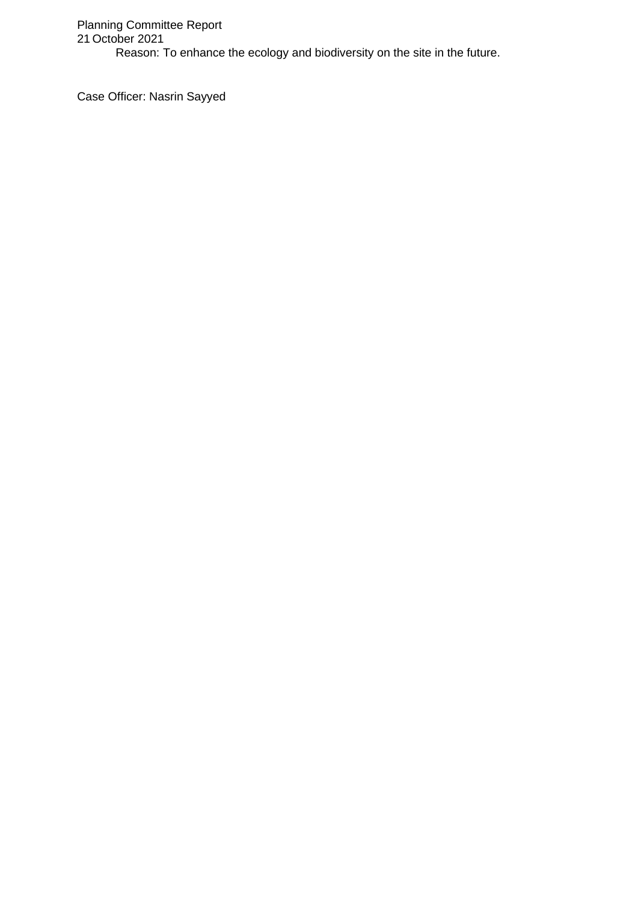Reason: To enhance the ecology and biodiversity on the site in the future.

Case Officer: Nasrin Sayyed